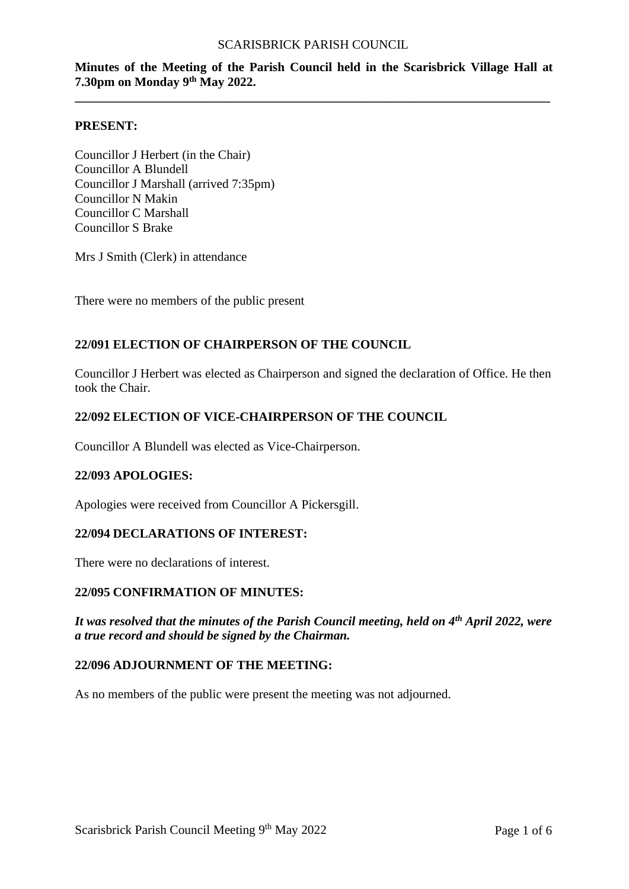SCARISBRICK PARISH COUNCIL

**Minutes of the Meeting of the Parish Council held in the Scarisbrick Village Hall at 7.30pm on Monday 9th May 2022.**

---

**PRESENT:**

Councillor J Herbert (in the Chair)
Councillor A Blundell
Councillor J Marshall (arrived 7:35pm)
Councillor N Makin
Councillor C Marshall
Councillor S Brake

Mrs J Smith (Clerk) in attendance

There were no members of the public present

### 22/091 ELECTION OF CHAIRPERSON OF THE COUNCIL

Councillor J Herbert was elected as Chairperson and signed the declaration of Office. He then took the Chair.

### 22/092 ELECTION OF VICE-CHAIRPERSON OF THE COUNCIL

Councillor A Blundell was elected as Vice-Chairperson.

### 22/093 APOLOGIES:

Apologies were received from Councillor A Pickersgill.

### 22/094 DECLARATIONS OF INTEREST:

There were no declarations of interest.

### 22/095 CONFIRMATION OF MINUTES:

***It was resolved that the minutes of the Parish Council meeting, held on 4th April 2022, were a true record and should be signed by the Chairman.***

### 22/096 ADJOURNMENT OF THE MEETING:

As no members of the public were present the meeting was not adjourned.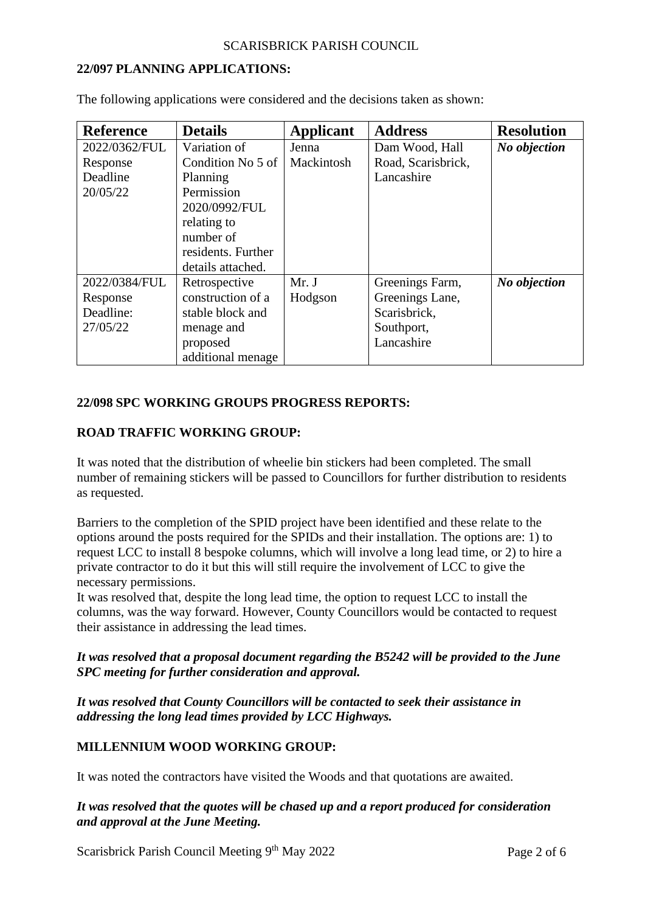## 22/097 PLANNING APPLICATIONS:

The following applications were considered and the decisions taken as shown:

| Reference | Details | Applicant | Address | Resolution |
|---|---|---|---|---|
| 2022/0362/FUL Response Deadline 20/05/22 | Variation of Condition No 5 of Planning Permission 2020/0992/FUL relating to number of residents. Further details attached. | Jenna Mackintosh | Dam Wood, Hall Road, Scarisbrick, Lancashire | ***No objection*** |
| 2022/0384/FUL Response Deadline: 27/05/22 | Retrospective construction of a stable block and menage and proposed additional menage | Mr. J Hodgson | Greenings Farm, Greenings Lane, Scarisbrick, Southport, Lancashire | ***No objection*** |

## 22/098 SPC WORKING GROUPS PROGRESS REPORTS:

### ROAD TRAFFIC WORKING GROUP:

It was noted that the distribution of wheelie bin stickers had been completed. The small number of remaining stickers will be passed to Councillors for further distribution to residents as requested.

Barriers to the completion of the SPID project have been identified and these relate to the options around the posts required for the SPIDs and their installation. The options are: 1) to request LCC to install 8 bespoke columns, which will involve a long lead time, or 2) to hire a private contractor to do it but this will still require the involvement of LCC to give the necessary permissions.
It was resolved that, despite the long lead time, the option to request LCC to install the columns, was the way forward. However, County Councillors would be contacted to request their assistance in addressing the lead times.

***It was resolved that a proposal document regarding the B5242 will be provided to the June SPC meeting for further consideration and approval.***

***It was resolved that County Councillors will be contacted to seek their assistance in addressing the long lead times provided by LCC Highways.***

### MILLENNIUM WOOD WORKING GROUP:

It was noted the contractors have visited the Woods and that quotations are awaited.

***It was resolved that the quotes will be chased up and a report produced for consideration and approval at the June Meeting.***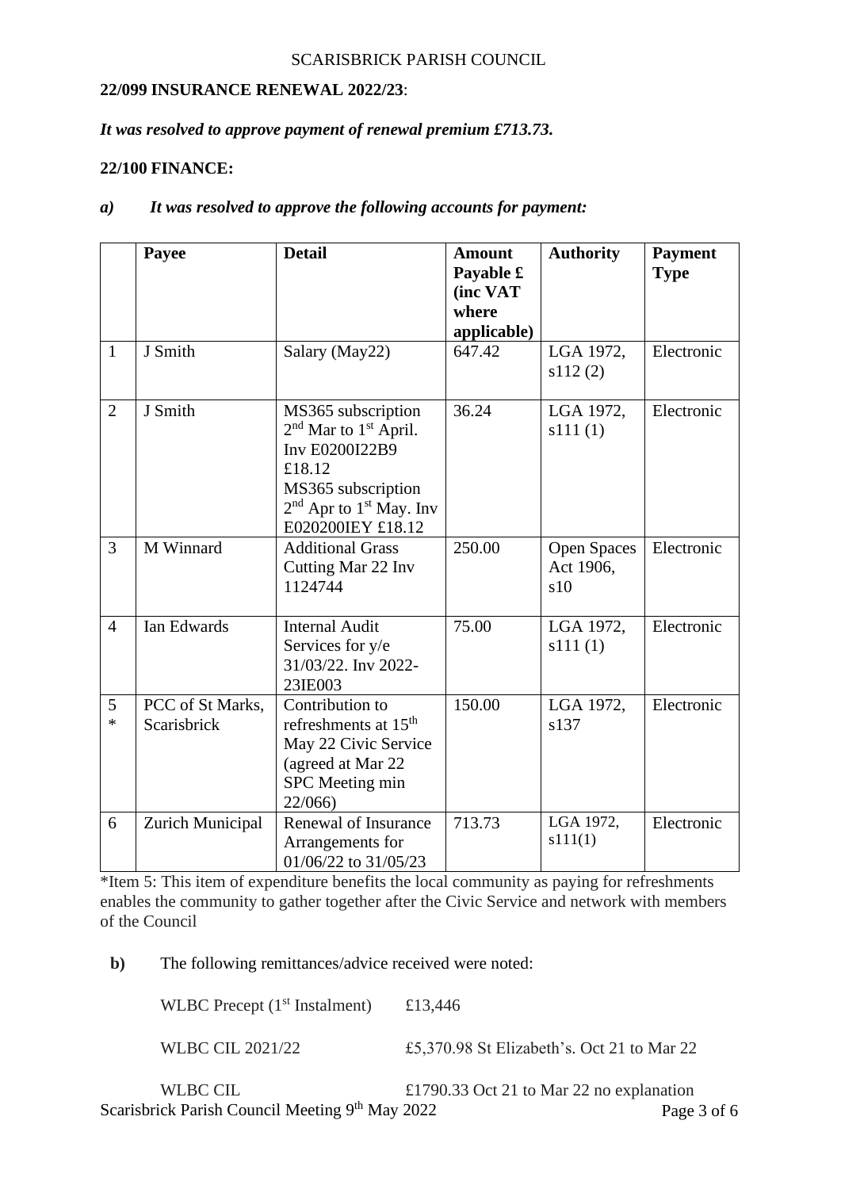**22/099 INSURANCE RENEWAL 2022/23**:

***It was resolved to approve payment of renewal premium £713.73.***

**22/100 FINANCE:**

***a) It was resolved to approve the following accounts for payment:***

| | Payee | Detail | Amount Payable £ (inc VAT where applicable) | Authority | Payment Type |
|---|---|---|---|---|---|
| 1 | J Smith | Salary (May22) | 647.42 | LGA 1972, s112 (2) | Electronic |
| 2 | J Smith | MS365 subscription 2nd Mar to 1st April. Inv E0200I22B9 £18.12 MS365 subscription 2nd Apr to 1st May. Inv E020200IEY £18.12 | 36.24 | LGA 1972, s111 (1) | Electronic |
| 3 | M Winnard | Additional Grass Cutting Mar 22 Inv 1124744 | 250.00 | Open Spaces Act 1906, s10 | Electronic |
| 4 | Ian Edwards | Internal Audit Services for y/e 31/03/22. Inv 2022-23IE003 | 75.00 | LGA 1972, s111 (1) | Electronic |
| 5 * | PCC of St Marks, Scarisbrick | Contribution to refreshments at 15th May 22 Civic Service (agreed at Mar 22 SPC Meeting min 22/066) | 150.00 | LGA 1972, s137 | Electronic |
| 6 | Zurich Municipal | Renewal of Insurance Arrangements for 01/06/22 to 31/05/23 | 713.73 | LGA 1972, s111(1) | Electronic |

*Item 5: This item of expenditure benefits the local community as paying for refreshments enables the community to gather together after the Civic Service and network with members of the Council

**b)** The following remittances/advice received were noted:

WLBC Precept (1st Instalment) £13,446

WLBC CIL 2021/22 £5,370.98 St Elizabeth's. Oct 21 to Mar 22

WLBC CIL £1790.33 Oct 21 to Mar 22 no explanation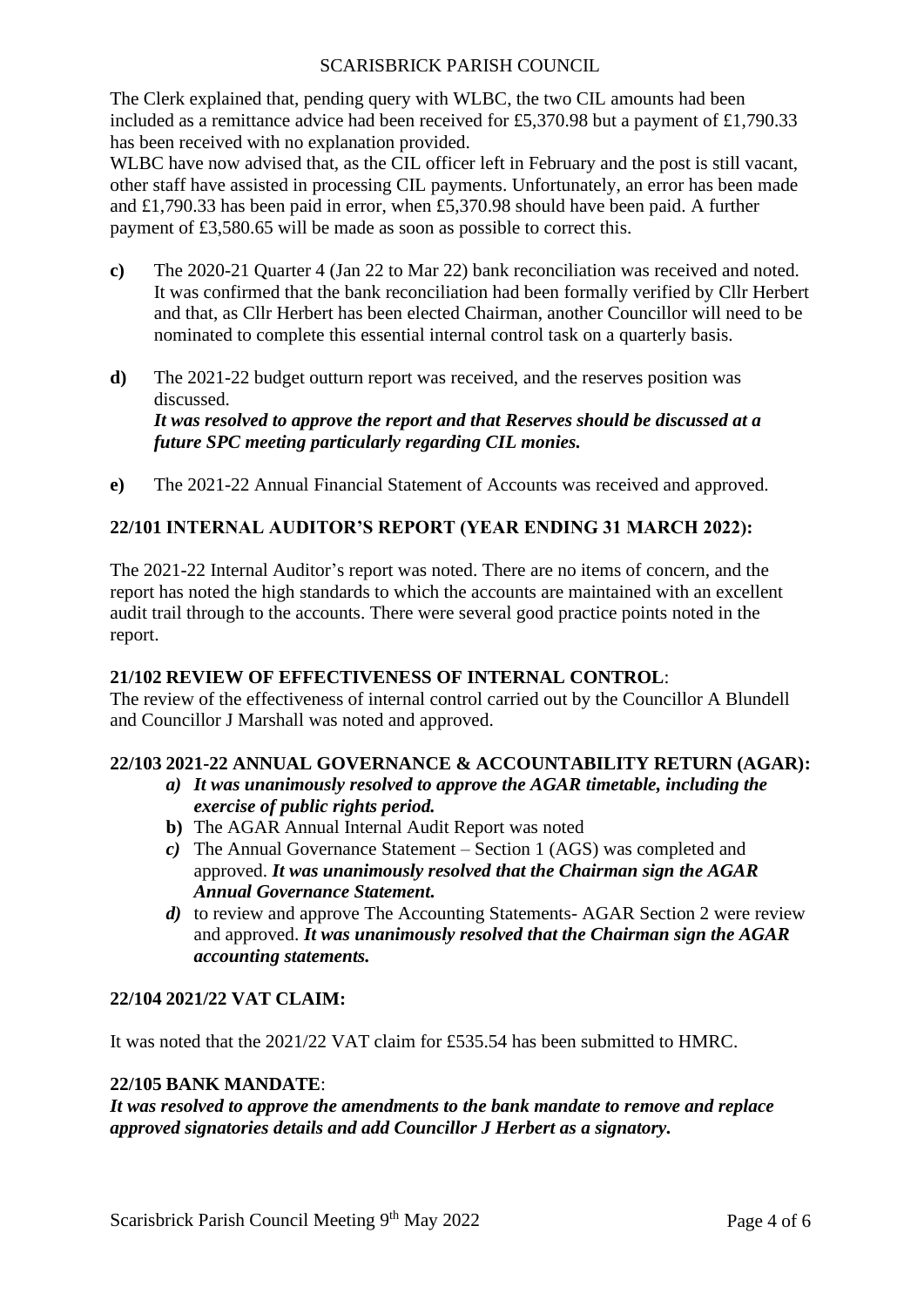The Clerk explained that, pending query with WLBC, the two CIL amounts had been included as a remittance advice had been received for £5,370.98 but a payment of £1,790.33 has been received with no explanation provided.
WLBC have now advised that, as the CIL officer left in February and the post is still vacant, other staff have assisted in processing CIL payments. Unfortunately, an error has been made and £1,790.33 has been paid in error, when £5,370.98 should have been paid. A further payment of £3,580.65 will be made as soon as possible to correct this.

**c)** The 2020-21 Quarter 4 (Jan 22 to Mar 22) bank reconciliation was received and noted. It was confirmed that the bank reconciliation had been formally verified by Cllr Herbert and that, as Cllr Herbert has been elected Chairman, another Councillor will need to be nominated to complete this essential internal control task on a quarterly basis.

**d)** The 2021-22 budget outturn report was received, and the reserves position was discussed.
***It was resolved to approve the report and that Reserves should be discussed at a future SPC meeting particularly regarding CIL monies.***

**e)** The 2021-22 Annual Financial Statement of Accounts was received and approved.

## 22/101 INTERNAL AUDITOR'S REPORT (YEAR ENDING 31 MARCH 2022):

The 2021-22 Internal Auditor's report was noted. There are no items of concern, and the report has noted the high standards to which the accounts are maintained with an excellent audit trail through to the accounts. There were several good practice points noted in the report.

## 21/102 REVIEW OF EFFECTIVENESS OF INTERNAL CONTROL:

The review of the effectiveness of internal control carried out by the Councillor A Blundell and Councillor J Marshall was noted and approved.

## 22/103 2021-22 ANNUAL GOVERNANCE & ACCOUNTABILITY RETURN (AGAR):

- ***a) It was unanimously resolved to approve the AGAR timetable, including the exercise of public rights period.***
- **b)** The AGAR Annual Internal Audit Report was noted
- ***c)*** The Annual Governance Statement – Section 1 (AGS) was completed and approved. ***It was unanimously resolved that the Chairman sign the AGAR Annual Governance Statement.***
- ***d)*** to review and approve The Accounting Statements- AGAR Section 2 were review and approved. ***It was unanimously resolved that the Chairman sign the AGAR accounting statements.***

## 22/104 2021/22 VAT CLAIM:

It was noted that the 2021/22 VAT claim for £535.54 has been submitted to HMRC.

## 22/105 BANK MANDATE:

***It was resolved to approve the amendments to the bank mandate to remove and replace approved signatories details and add Councillor J Herbert as a signatory.***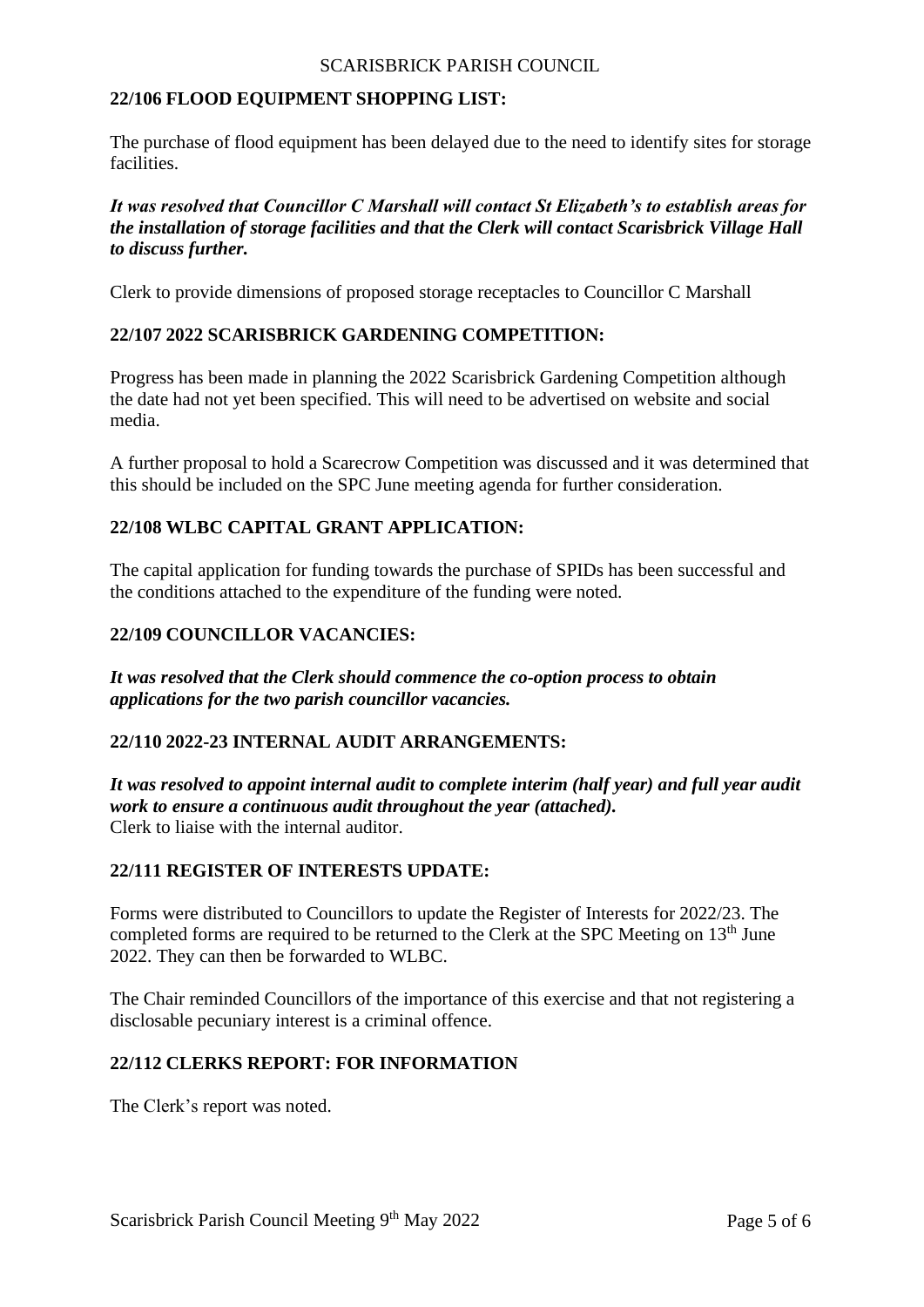## 22/106 FLOOD EQUIPMENT SHOPPING LIST:

The purchase of flood equipment has been delayed due to the need to identify sites for storage facilities.

***It was resolved that Councillor C Marshall will contact St Elizabeth's to establish areas for the installation of storage facilities and that the Clerk will contact Scarisbrick Village Hall to discuss further.***

Clerk to provide dimensions of proposed storage receptacles to Councillor C Marshall

## 22/107 2022 SCARISBRICK GARDENING COMPETITION:

Progress has been made in planning the 2022 Scarisbrick Gardening Competition although the date had not yet been specified. This will need to be advertised on website and social media.

A further proposal to hold a Scarecrow Competition was discussed and it was determined that this should be included on the SPC June meeting agenda for further consideration.

## 22/108 WLBC CAPITAL GRANT APPLICATION:

The capital application for funding towards the purchase of SPIDs has been successful and the conditions attached to the expenditure of the funding were noted.

## 22/109 COUNCILLOR VACANCIES:

***It was resolved that the Clerk should commence the co-option process to obtain applications for the two parish councillor vacancies.***

## 22/110 2022-23 INTERNAL AUDIT ARRANGEMENTS:

***It was resolved to appoint internal audit to complete interim (half year) and full year audit work to ensure a continuous audit throughout the year (attached).***
Clerk to liaise with the internal auditor.

## 22/111 REGISTER OF INTERESTS UPDATE:

Forms were distributed to Councillors to update the Register of Interests for 2022/23. The completed forms are required to be returned to the Clerk at the SPC Meeting on 13th June 2022. They can then be forwarded to WLBC.

The Chair reminded Councillors of the importance of this exercise and that not registering a disclosable pecuniary interest is a criminal offence.

## 22/112 CLERKS REPORT: FOR INFORMATION

The Clerk's report was noted.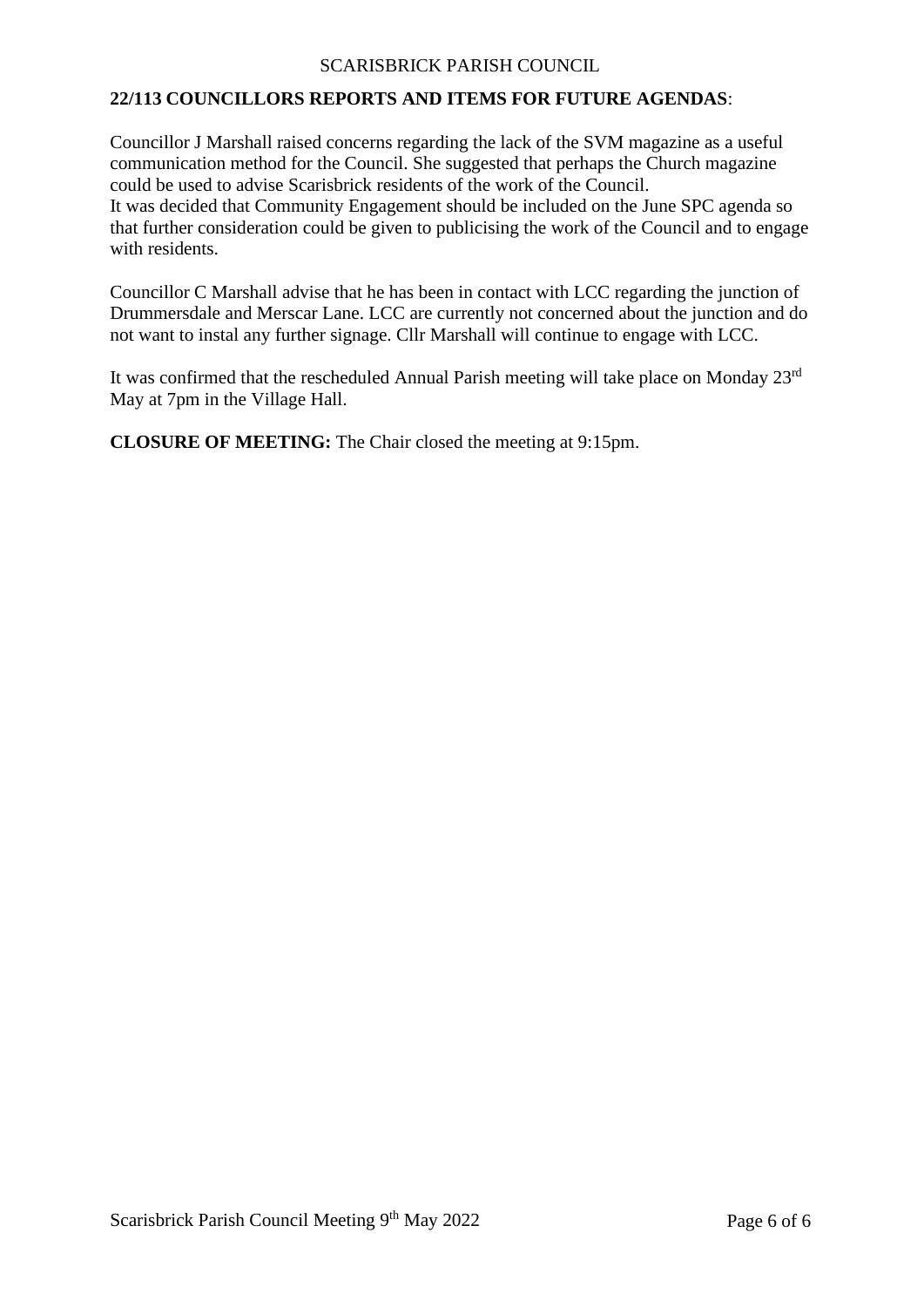**22/113 COUNCILLORS REPORTS AND ITEMS FOR FUTURE AGENDAS**:

Councillor J Marshall raised concerns regarding the lack of the SVM magazine as a useful communication method for the Council. She suggested that perhaps the Church magazine could be used to advise Scarisbrick residents of the work of the Council.
It was decided that Community Engagement should be included on the June SPC agenda so that further consideration could be given to publicising the work of the Council and to engage with residents.

Councillor C Marshall advise that he has been in contact with LCC regarding the junction of Drummersdale and Merscar Lane. LCC are currently not concerned about the junction and do not want to instal any further signage. Cllr Marshall will continue to engage with LCC.

It was confirmed that the rescheduled Annual Parish meeting will take place on Monday 23rd May at 7pm in the Village Hall.

**CLOSURE OF MEETING:** The Chair closed the meeting at 9:15pm.